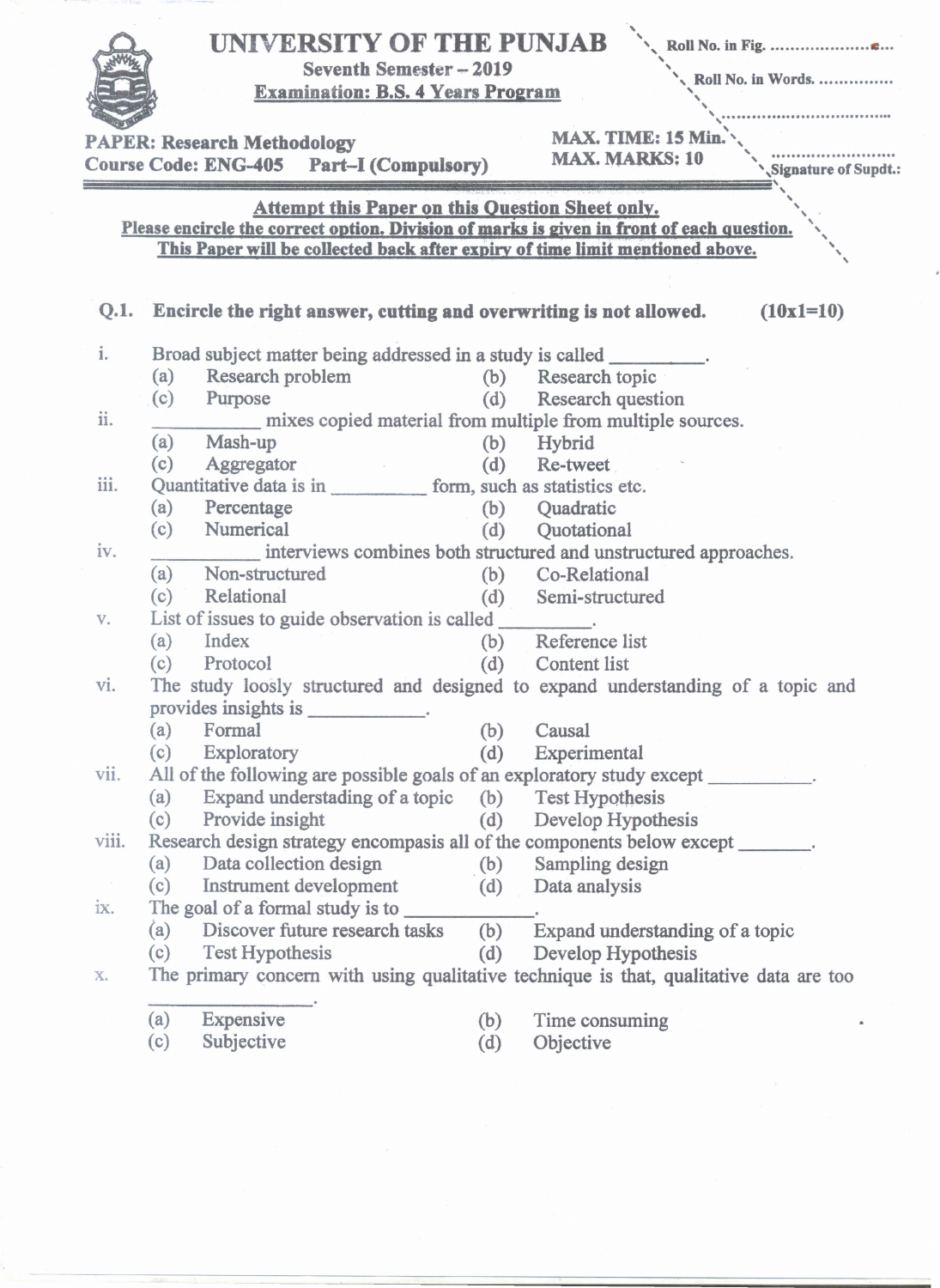# UNIVERSITY OF THE PUNJAB

**Seventh Semester – 2019**

**Examination: B.S. 4 Years Program**

Roll No. in Fig. ....................

Roll No. in Words. ...............

.................................

**PAPER: Research Methodology**
**Course Code: ENG-405 Part–I (Compulsory)**

**MAX. TIME: 15 Min.**
**MAX. MARKS: 10**

.........................
Signature of Supdt.:

**Attempt this Paper on this Question Sheet only.**
**Please encircle the correct option. Division of marks is given in front of each question.**
**This Paper will be collected back after expiry of time limit mentioned above.**

**Q.1. Encircle the right answer, cutting and overwriting is not allowed. (10x1=10)**

i. Broad subject matter being addressed in a study is called __________.
   - (a) Research problem
   - (b) Research topic
   - (c) Purpose
   - (d) Research question

ii. ___________ mixes copied material from multiple from multiple sources.
   - (a) Mash-up
   - (b) Hybrid
   - (c) Aggregator
   - (d) Re-tweet

iii. Quantitative data is in __________ form, such as statistics etc.
   - (a) Percentage
   - (b) Quadratic
   - (c) Numerical
   - (d) Quotational

iv. ___________ interviews combines both structured and unstructured approaches.
   - (a) Non-structured
   - (b) Co-Relational
   - (c) Relational
   - (d) Semi-structured

v. List of issues to guide observation is called _________.
   - (a) Index
   - (b) Reference list
   - (c) Protocol
   - (d) Content list

vi. The study loosly structured and designed to expand understanding of a topic and provides insights is ____________.
   - (a) Formal
   - (b) Causal
   - (c) Exploratory
   - (d) Experimental

vii. All of the following are possible goals of an exploratory study except __________.
   - (a) Expand understanding of a topic
   - (b) Test Hypothesis
   - (c) Provide insight
   - (d) Develop Hypothesis

viii. Research design strategy encompasis all of the components below except ________.
   - (a) Data collection design
   - (b) Sampling design
   - (c) Instrument development
   - (d) Data analysis

ix. The goal of a formal study is to _____________.
   - (a) Discover future research tasks
   - (b) Expand understanding of a topic
   - (c) Test Hypothesis
   - (d) Develop Hypothesis

x. The primary concern with using qualitative technique is that, qualitative data are too _________________.
   - (a) Expensive
   - (b) Time consuming
   - (c) Subjective
   - (d) Objective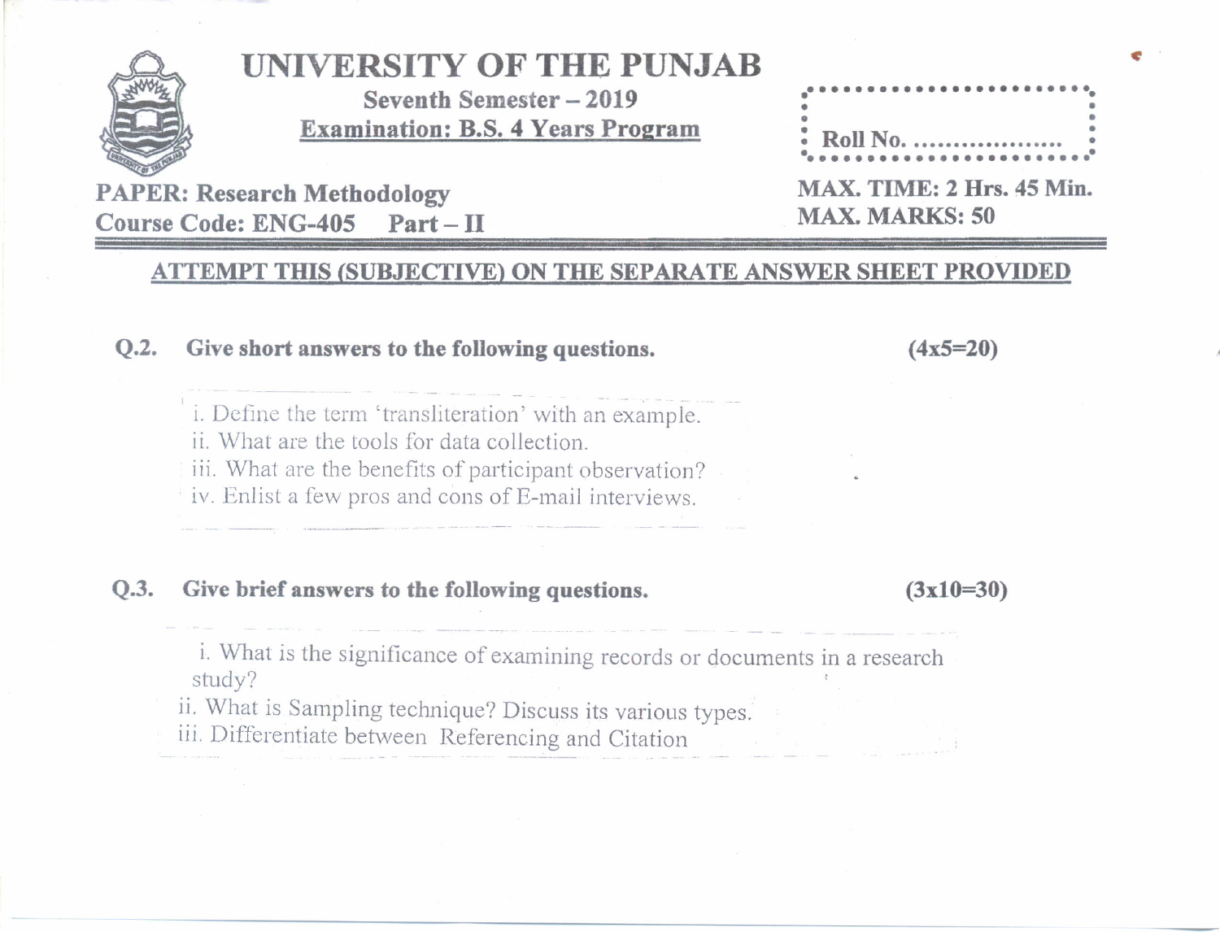# UNIVERSITY OF THE PUNJAB

**Seventh Semester – 2019**

**Examination: B.S. 4 Years Program**

Roll No. ....................

**PAPER: Research Methodology**
**Course Code: ENG-405 Part – II**

**MAX. TIME: 2 Hrs. 45 Min.**
**MAX. MARKS: 50**

**ATTEMPT THIS (SUBJECTIVE) ON THE SEPARATE ANSWER SHEET PROVIDED**

**Q.2. Give short answers to the following questions. (4x5=20)**

i. Define the term 'transliteration' with an example.
ii. What are the tools for data collection.
iii. What are the benefits of participant observation?
iv. Enlist a few pros and cons of E-mail interviews.

**Q.3. Give brief answers to the following questions. (3x10=30)**

i. What is the significance of examining records or documents in a research study?
ii. What is Sampling technique? Discuss its various types.
iii. Differentiate between Referencing and Citation